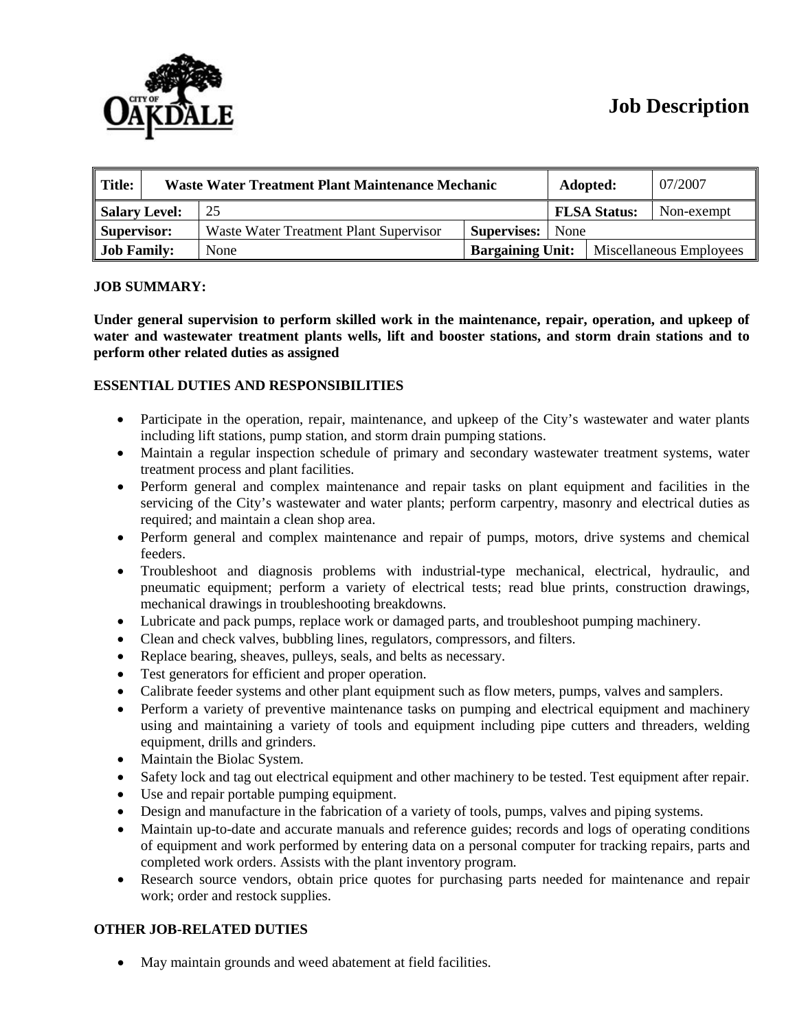# Job Description

| Title: | Waste Water Treatment Plant Maintenance Mechanic | | | Adopted: | 07/2007 |
|---|---|---|---|---|---|
| Salary Level: | 25 | | | FLSA Status: | Non-exempt |
| Supervisor: | Waste Water Treatment Plant Supervisor | Supervises: | None | | |
| Job Family: | None | Bargaining Unit: | | Miscellaneous Employees | |

**JOB SUMMARY:**

**Under general supervision to perform skilled work in the maintenance, repair, operation, and upkeep of water and wastewater treatment plants wells, lift and booster stations, and storm drain stations and to perform other related duties as assigned**

**ESSENTIAL DUTIES AND RESPONSIBILITIES**

- Participate in the operation, repair, maintenance, and upkeep of the City's wastewater and water plants including lift stations, pump station, and storm drain pumping stations.
- Maintain a regular inspection schedule of primary and secondary wastewater treatment systems, water treatment process and plant facilities.
- Perform general and complex maintenance and repair tasks on plant equipment and facilities in the servicing of the City's wastewater and water plants; perform carpentry, masonry and electrical duties as required; and maintain a clean shop area.
- Perform general and complex maintenance and repair of pumps, motors, drive systems and chemical feeders.
- Troubleshoot and diagnosis problems with industrial-type mechanical, electrical, hydraulic, and pneumatic equipment; perform a variety of electrical tests; read blue prints, construction drawings, mechanical drawings in troubleshooting breakdowns.
- Lubricate and pack pumps, replace work or damaged parts, and troubleshoot pumping machinery.
- Clean and check valves, bubbling lines, regulators, compressors, and filters.
- Replace bearing, sheaves, pulleys, seals, and belts as necessary.
- Test generators for efficient and proper operation.
- Calibrate feeder systems and other plant equipment such as flow meters, pumps, valves and samplers.
- Perform a variety of preventive maintenance tasks on pumping and electrical equipment and machinery using and maintaining a variety of tools and equipment including pipe cutters and threaders, welding equipment, drills and grinders.
- Maintain the Biolac System.
- Safety lock and tag out electrical equipment and other machinery to be tested. Test equipment after repair.
- Use and repair portable pumping equipment.
- Design and manufacture in the fabrication of a variety of tools, pumps, valves and piping systems.
- Maintain up-to-date and accurate manuals and reference guides; records and logs of operating conditions of equipment and work performed by entering data on a personal computer for tracking repairs, parts and completed work orders. Assists with the plant inventory program.
- Research source vendors, obtain price quotes for purchasing parts needed for maintenance and repair work; order and restock supplies.

**OTHER JOB-RELATED DUTIES**

- May maintain grounds and weed abatement at field facilities.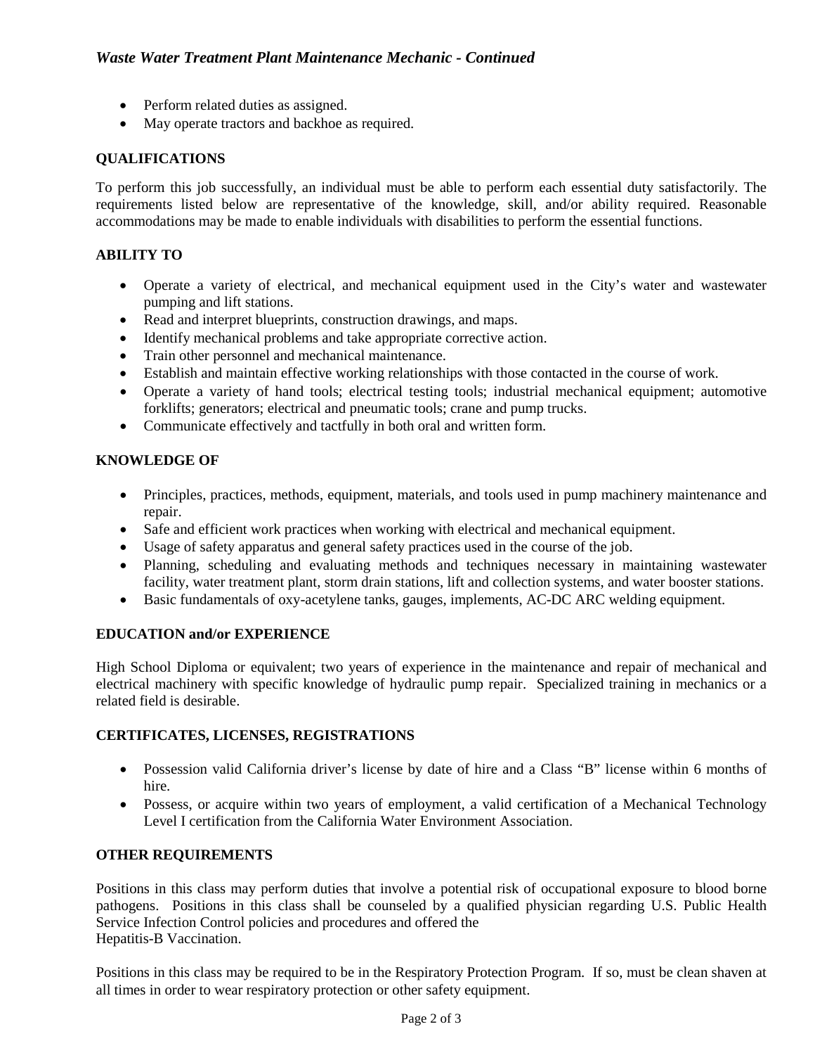- Perform related duties as assigned.
- May operate tractors and backhoe as required.

### QUALIFICATIONS

To perform this job successfully, an individual must be able to perform each essential duty satisfactorily. The requirements listed below are representative of the knowledge, skill, and/or ability required. Reasonable accommodations may be made to enable individuals with disabilities to perform the essential functions.

### ABILITY TO

- Operate a variety of electrical, and mechanical equipment used in the City's water and wastewater pumping and lift stations.
- Read and interpret blueprints, construction drawings, and maps.
- Identify mechanical problems and take appropriate corrective action.
- Train other personnel and mechanical maintenance.
- Establish and maintain effective working relationships with those contacted in the course of work.
- Operate a variety of hand tools; electrical testing tools; industrial mechanical equipment; automotive forklifts; generators; electrical and pneumatic tools; crane and pump trucks.
- Communicate effectively and tactfully in both oral and written form.

### KNOWLEDGE OF

- Principles, practices, methods, equipment, materials, and tools used in pump machinery maintenance and repair.
- Safe and efficient work practices when working with electrical and mechanical equipment.
- Usage of safety apparatus and general safety practices used in the course of the job.
- Planning, scheduling and evaluating methods and techniques necessary in maintaining wastewater facility, water treatment plant, storm drain stations, lift and collection systems, and water booster stations.
- Basic fundamentals of oxy-acetylene tanks, gauges, implements, AC-DC ARC welding equipment.

### EDUCATION and/or EXPERIENCE

High School Diploma or equivalent; two years of experience in the maintenance and repair of mechanical and electrical machinery with specific knowledge of hydraulic pump repair. Specialized training in mechanics or a related field is desirable.

### CERTIFICATES, LICENSES, REGISTRATIONS

- Possession valid California driver's license by date of hire and a Class "B" license within 6 months of hire.
- Possess, or acquire within two years of employment, a valid certification of a Mechanical Technology Level I certification from the California Water Environment Association.

### OTHER REQUIREMENTS

Positions in this class may perform duties that involve a potential risk of occupational exposure to blood borne pathogens. Positions in this class shall be counseled by a qualified physician regarding U.S. Public Health Service Infection Control policies and procedures and offered the Hepatitis-B Vaccination.

Positions in this class may be required to be in the Respiratory Protection Program. If so, must be clean shaven at all times in order to wear respiratory protection or other safety equipment.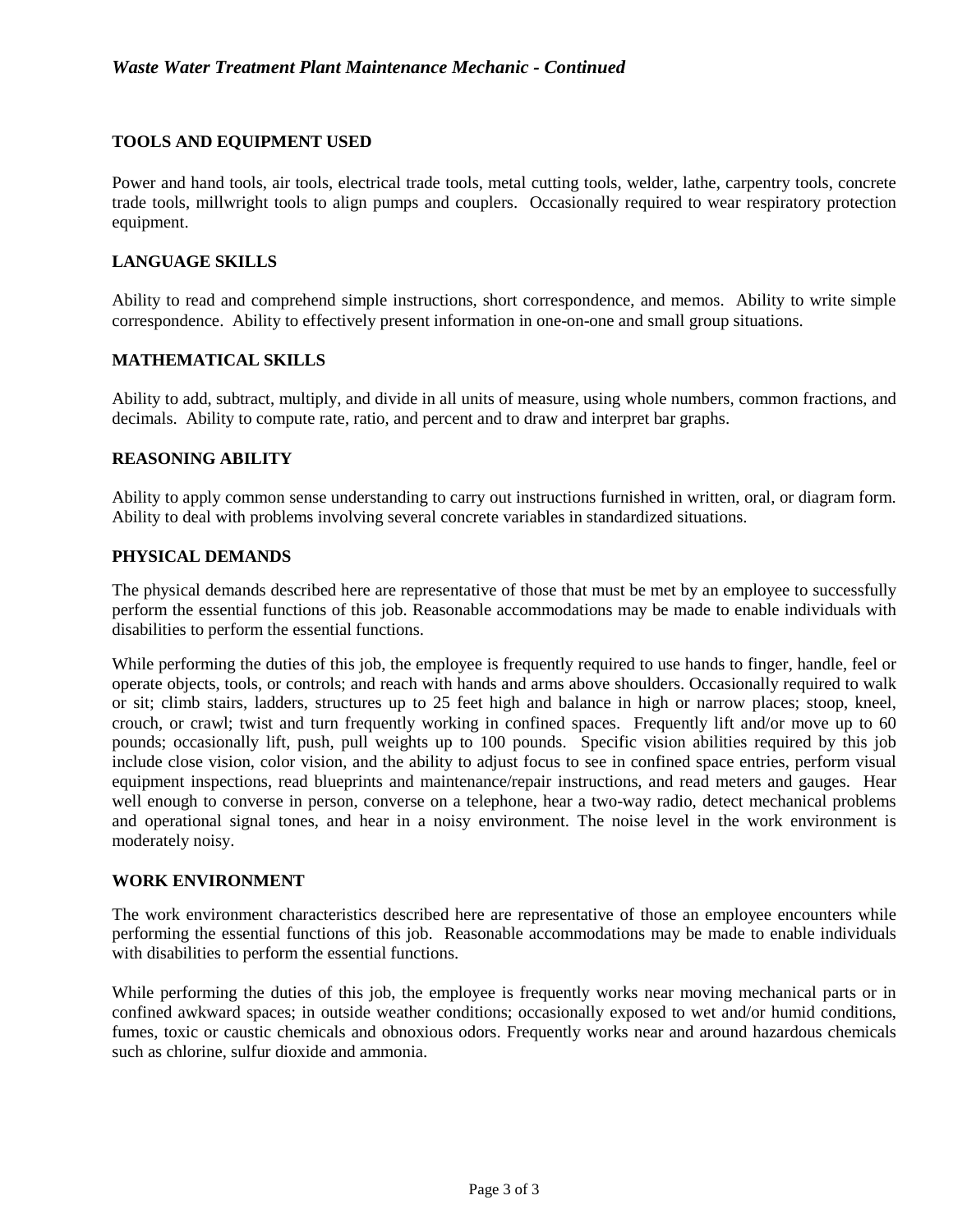## TOOLS AND EQUIPMENT USED

Power and hand tools, air tools, electrical trade tools, metal cutting tools, welder, lathe, carpentry tools, concrete trade tools, millwright tools to align pumps and couplers. Occasionally required to wear respiratory protection equipment.

## LANGUAGE SKILLS

Ability to read and comprehend simple instructions, short correspondence, and memos. Ability to write simple correspondence. Ability to effectively present information in one-on-one and small group situations.

## MATHEMATICAL SKILLS

Ability to add, subtract, multiply, and divide in all units of measure, using whole numbers, common fractions, and decimals. Ability to compute rate, ratio, and percent and to draw and interpret bar graphs.

## REASONING ABILITY

Ability to apply common sense understanding to carry out instructions furnished in written, oral, or diagram form. Ability to deal with problems involving several concrete variables in standardized situations.

## PHYSICAL DEMANDS

The physical demands described here are representative of those that must be met by an employee to successfully perform the essential functions of this job. Reasonable accommodations may be made to enable individuals with disabilities to perform the essential functions.

While performing the duties of this job, the employee is frequently required to use hands to finger, handle, feel or operate objects, tools, or controls; and reach with hands and arms above shoulders. Occasionally required to walk or sit; climb stairs, ladders, structures up to 25 feet high and balance in high or narrow places; stoop, kneel, crouch, or crawl; twist and turn frequently working in confined spaces. Frequently lift and/or move up to 60 pounds; occasionally lift, push, pull weights up to 100 pounds. Specific vision abilities required by this job include close vision, color vision, and the ability to adjust focus to see in confined space entries, perform visual equipment inspections, read blueprints and maintenance/repair instructions, and read meters and gauges. Hear well enough to converse in person, converse on a telephone, hear a two-way radio, detect mechanical problems and operational signal tones, and hear in a noisy environment. The noise level in the work environment is moderately noisy.

## WORK ENVIRONMENT

The work environment characteristics described here are representative of those an employee encounters while performing the essential functions of this job. Reasonable accommodations may be made to enable individuals with disabilities to perform the essential functions.

While performing the duties of this job, the employee is frequently works near moving mechanical parts or in confined awkward spaces; in outside weather conditions; occasionally exposed to wet and/or humid conditions, fumes, toxic or caustic chemicals and obnoxious odors. Frequently works near and around hazardous chemicals such as chlorine, sulfur dioxide and ammonia.